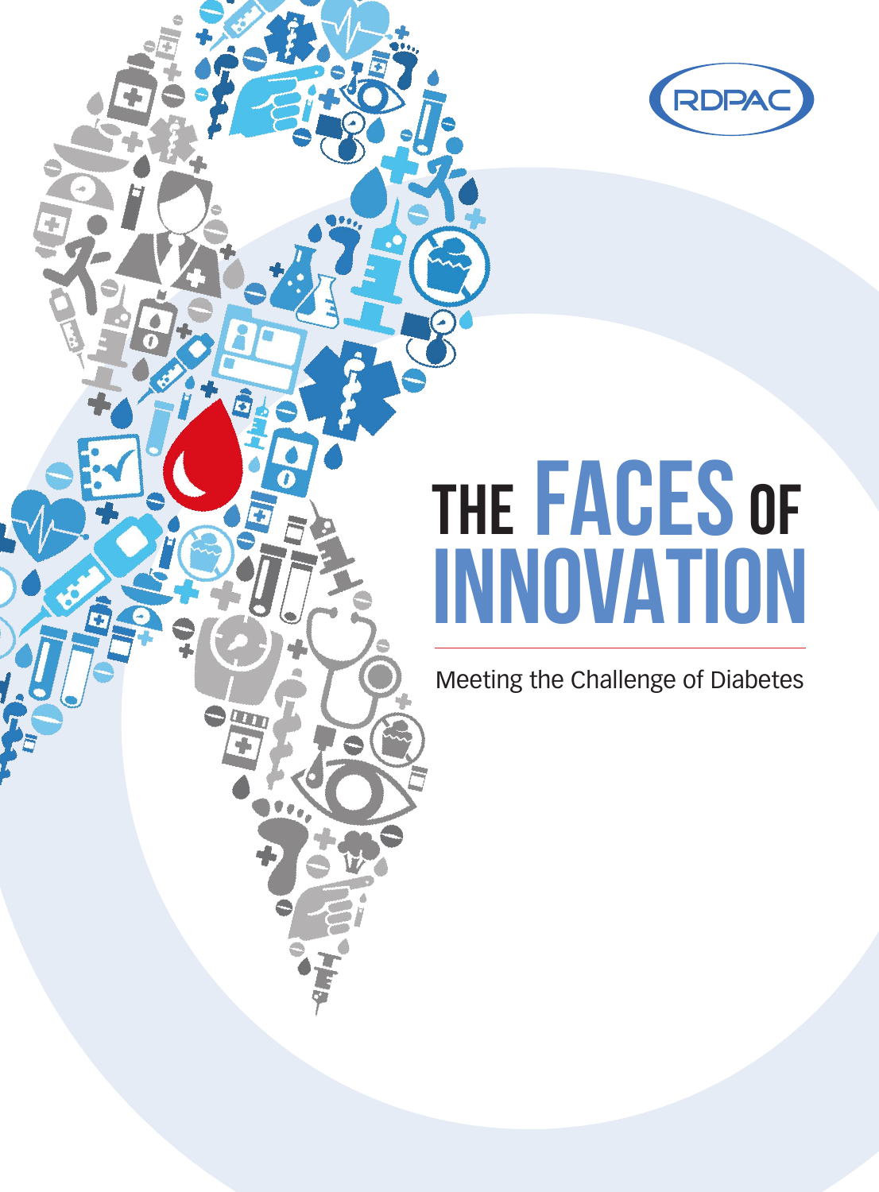RDPAC

# THE FACES OF INNOVATION

Meeting the Challenge of Diabetes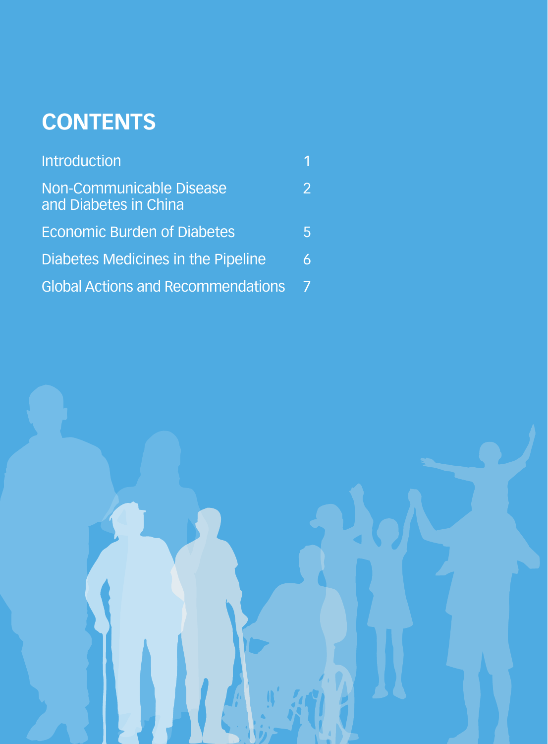# CONTENTS

| | |
|---|---|
| Introduction | 1 |
| Non-Communicable Disease and Diabetes in China | 2 |
| Economic Burden of Diabetes | 5 |
| Diabetes Medicines in the Pipeline | 6 |
| Global Actions and Recommendations | 7 |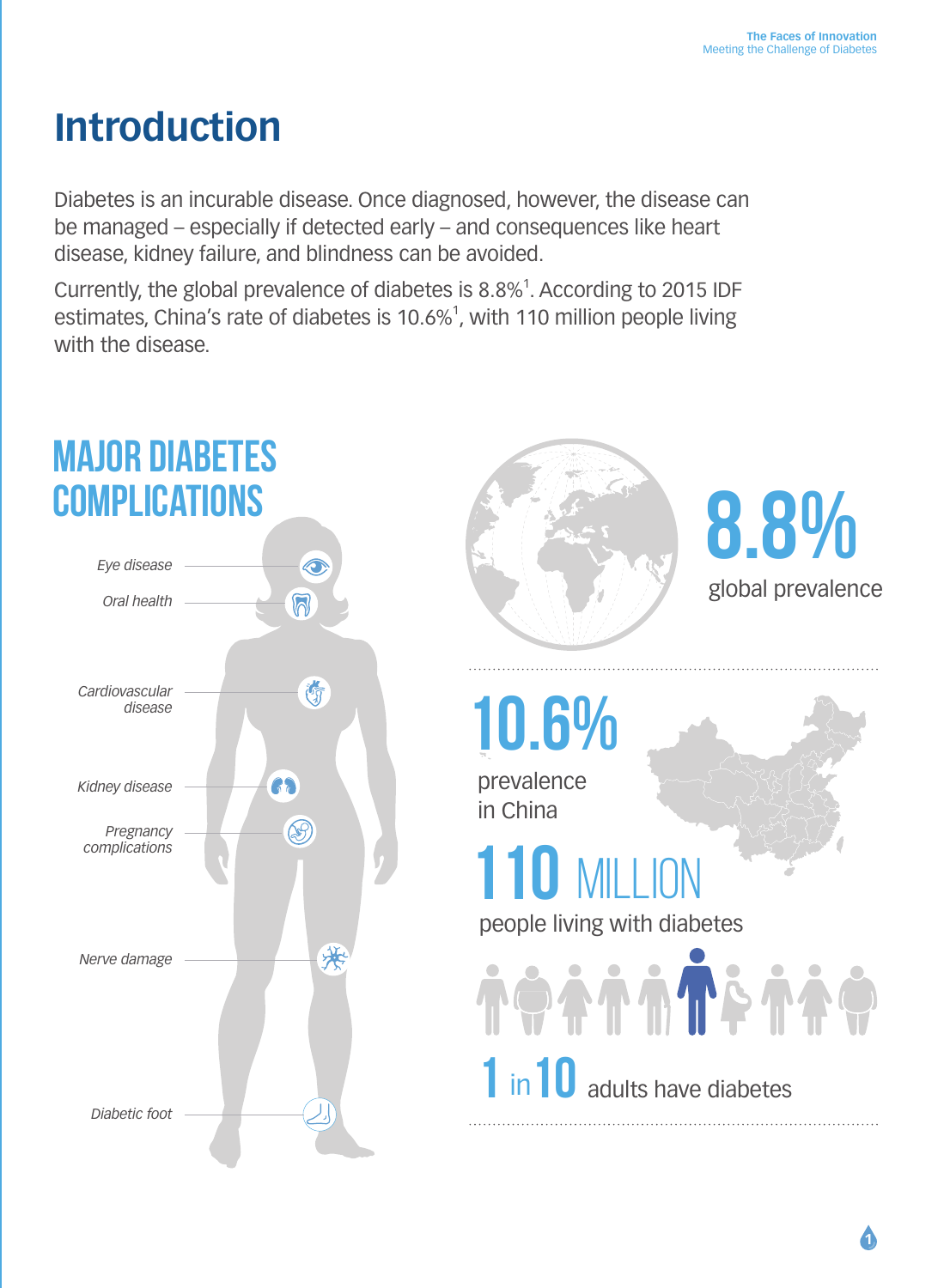# Introduction

Diabetes is an incurable disease. Once diagnosed, however, the disease can be managed – especially if detected early – and consequences like heart disease, kidney failure, and blindness can be avoided.

Currently, the global prevalence of diabetes is 8.8%[1]. According to 2015 IDF estimates, China's rate of diabetes is 10.6%[1], with 110 million people living with the disease.

## MAJOR DIABETES COMPLICATIONS

- *Eye disease*
- *Oral health*
- *Cardiovascular disease*
- *Kidney disease*
- *Pregnancy complications*
- *Nerve damage*
- *Diabetic foot*

**8.8%** global prevalence

**10.6%** prevalence in China

**110 MILLION** people living with diabetes

**1 in 10** adults have diabetes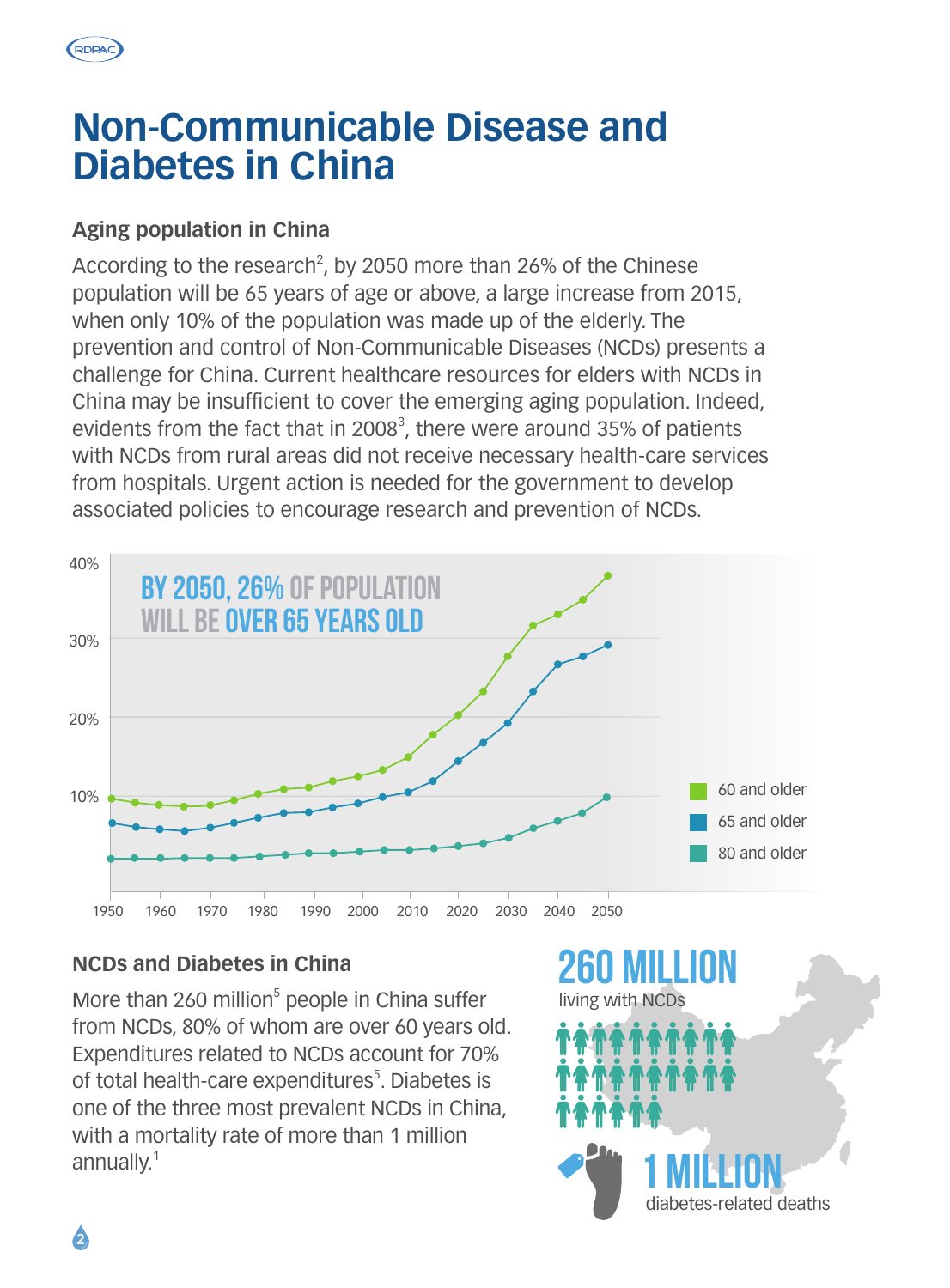# Non-Communicable Disease and Diabetes in China

### Aging population in China

According to the research[2], by 2050 more than 26% of the Chinese population will be 65 years of age or above, a large increase from 2015, when only 10% of the population was made up of the elderly. The prevention and control of Non-Communicable Diseases (NCDs) presents a challenge for China. Current healthcare resources for elders with NCDs in China may be insufficient to cover the emerging aging population. Indeed, evidents from the fact that in 2008[3], there were around 35% of patients with NCDs from rural areas did not receive necessary health-care services from hospitals. Urgent action is needed for the government to develop associated policies to encourage research and prevention of NCDs.

BY 2050, 26% OF POPULATION WILL BE OVER 65 YEARS OLD

- 60 and older
- 65 and older
- 80 and older

### NCDs and Diabetes in China

More than 260 million[5] people in China suffer from NCDs, 80% of whom are over 60 years old. Expenditures related to NCDs account for 70% of total health-care expenditures[5]. Diabetes is one of the three most prevalent NCDs in China, with a mortality rate of more than 1 million annually.[1]

**260 MILLION** living with NCDs

**1 MILLION** diabetes-related deaths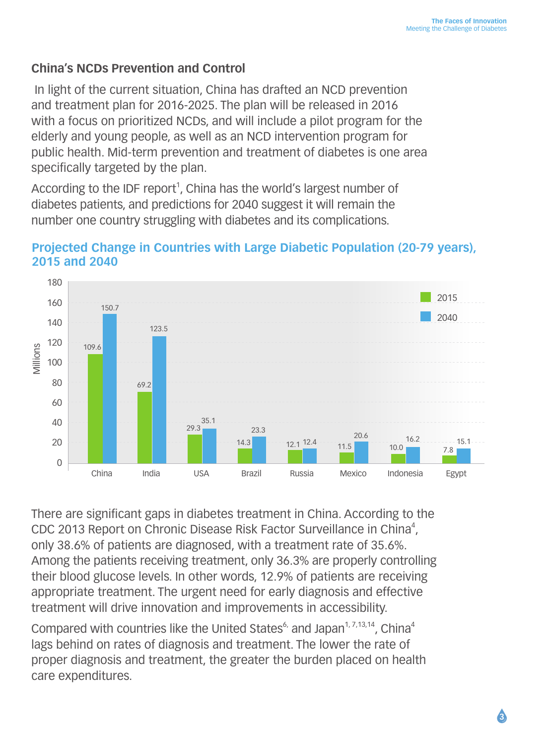## China's NCDs Prevention and Control

In light of the current situation, China has drafted an NCD prevention and treatment plan for 2016-2025. The plan will be released in 2016 with a focus on prioritized NCDs, and will include a pilot program for the elderly and young people, as well as an NCD intervention program for public health. Mid-term prevention and treatment of diabetes is one area specifically targeted by the plan.

According to the IDF report[1], China has the world's largest number of diabetes patients, and predictions for 2040 suggest it will remain the number one country struggling with diabetes and its complications.

### Projected Change in Countries with Large Diabetic Population (20-79 years), 2015 and 2040

| Country | 2015 (Millions) | 2040 (Millions) |
|---|---|---|
| China | 109.6 | 150.7 |
| India | 69.2 | 123.5 |
| USA | 29.3 | 35.1 |
| Brazil | 14.3 | 23.3 |
| Russia | 12.1 | 12.4 |
| Mexico | 11.5 | 20.6 |
| Indonesia | 10.0 | 16.2 |
| Egypt | 7.8 | 15.1 |

There are significant gaps in diabetes treatment in China. According to the CDC 2013 Report on Chronic Disease Risk Factor Surveillance in China[4], only 38.6% of patients are diagnosed, with a treatment rate of 35.6%. Among the patients receiving treatment, only 36.3% are properly controlling their blood glucose levels. In other words, 12.9% of patients are receiving appropriate treatment. The urgent need for early diagnosis and effective treatment will drive innovation and improvements in accessibility.

Compared with countries like the United States[6] and Japan[1,7,13,14], China[4] lags behind on rates of diagnosis and treatment. The lower the rate of proper diagnosis and treatment, the greater the burden placed on health care expenditures.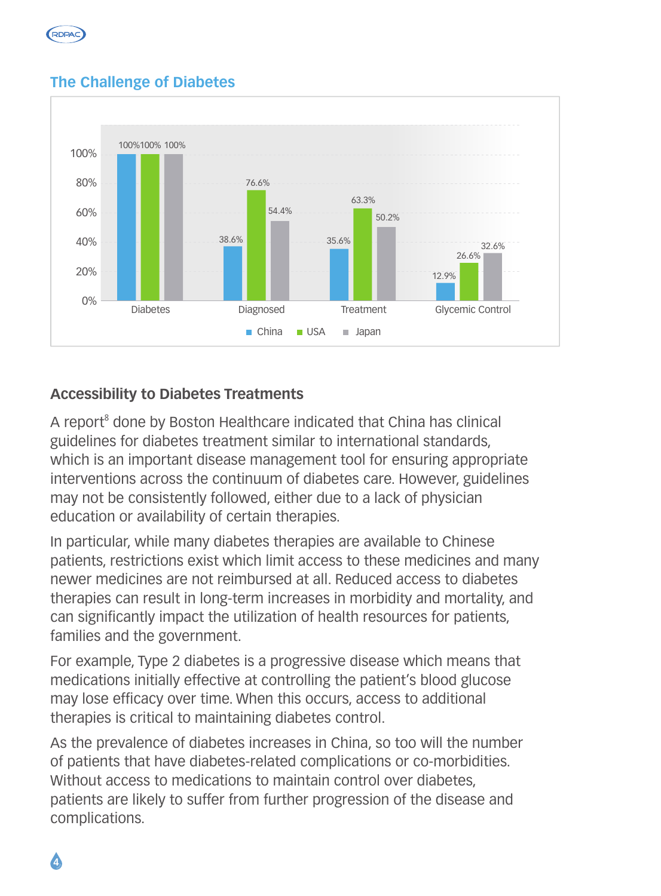## The Challenge of Diabetes

| | China | USA | Japan |
|---|---|---|---|
| Diabetes | 100% | 100% | 100% |
| Diagnosed | 38.6% | 76.6% | 54.4% |
| Treatment | 35.6% | 63.3% | 50.2% |
| Glycemic Control | 12.9% | 26.6% | 32.6% |

### Accessibility to Diabetes Treatments

A report[8] done by Boston Healthcare indicated that China has clinical guidelines for diabetes treatment similar to international standards, which is an important disease management tool for ensuring appropriate interventions across the continuum of diabetes care. However, guidelines may not be consistently followed, either due to a lack of physician education or availability of certain therapies.

In particular, while many diabetes therapies are available to Chinese patients, restrictions exist which limit access to these medicines and many newer medicines are not reimbursed at all. Reduced access to diabetes therapies can result in long-term increases in morbidity and mortality, and can significantly impact the utilization of health resources for patients, families and the government.

For example, Type 2 diabetes is a progressive disease which means that medications initially effective at controlling the patient's blood glucose may lose efficacy over time. When this occurs, access to additional therapies is critical to maintaining diabetes control.

As the prevalence of diabetes increases in China, so too will the number of patients that have diabetes-related complications or co-morbidities. Without access to medications to maintain control over diabetes, patients are likely to suffer from further progression of the disease and complications.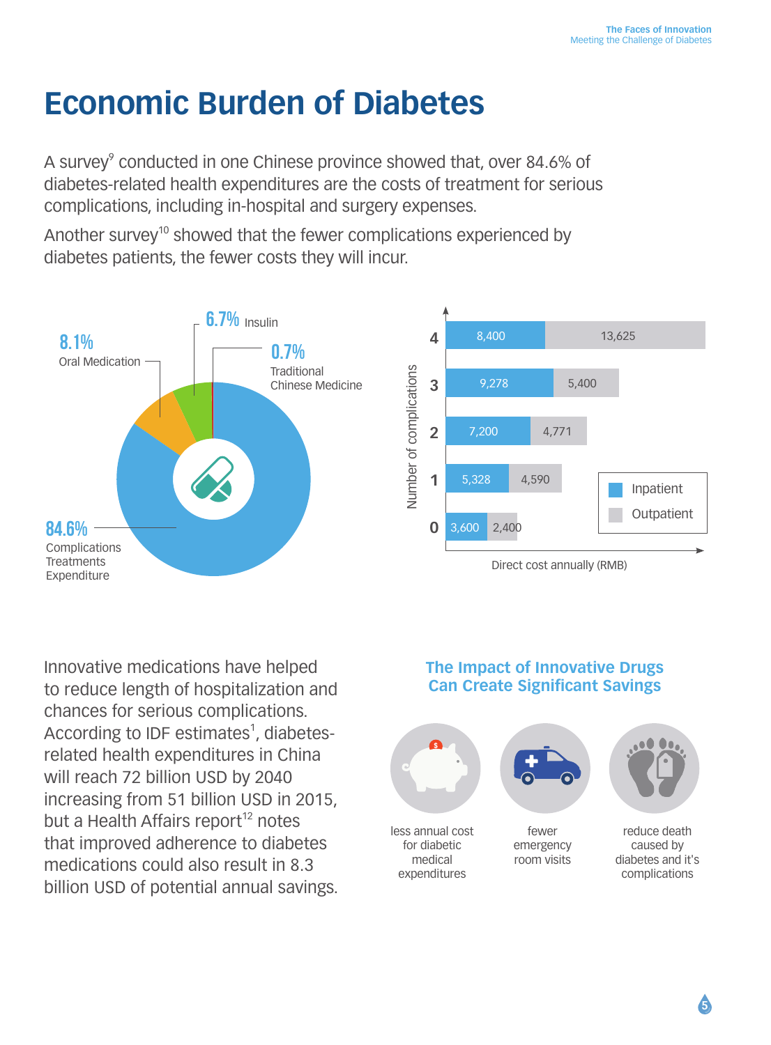# Economic Burden of Diabetes

A survey[9] conducted in one Chinese province showed that, over 84.6% of diabetes-related health expenditures are the costs of treatment for serious complications, including in-hospital and surgery expenses.

Another survey[10] showed that the fewer complications experienced by diabetes patients, the fewer costs they will incur.

- 84.6% Complications Treatments Expenditure
- 8.1% Oral Medication
- 6.7% Insulin
- 0.7% Traditional Chinese Medicine

| Number of complications | Inpatient | Outpatient |
|---|---|---|
| 4 | 8,400 | 13,625 |
| 3 | 9,278 | 5,400 |
| 2 | 7,200 | 4,771 |
| 1 | 5,328 | 4,590 |
| 0 | 3,600 | 2,400 |

Direct cost annually (RMB)

Innovative medications have helped to reduce length of hospitalization and chances for serious complications. According to IDF estimates[1], diabetes-related health expenditures in China will reach 72 billion USD by 2040 increasing from 51 billion USD in 2015, but a Health Affairs report[12] notes that improved adherence to diabetes medications could also result in 8.3 billion USD of potential annual savings.

## The Impact of Innovative Drugs Can Create Significant Savings

- less annual cost for diabetic medical expenditures
- fewer emergency room visits
- reduce death caused by diabetes and it's complications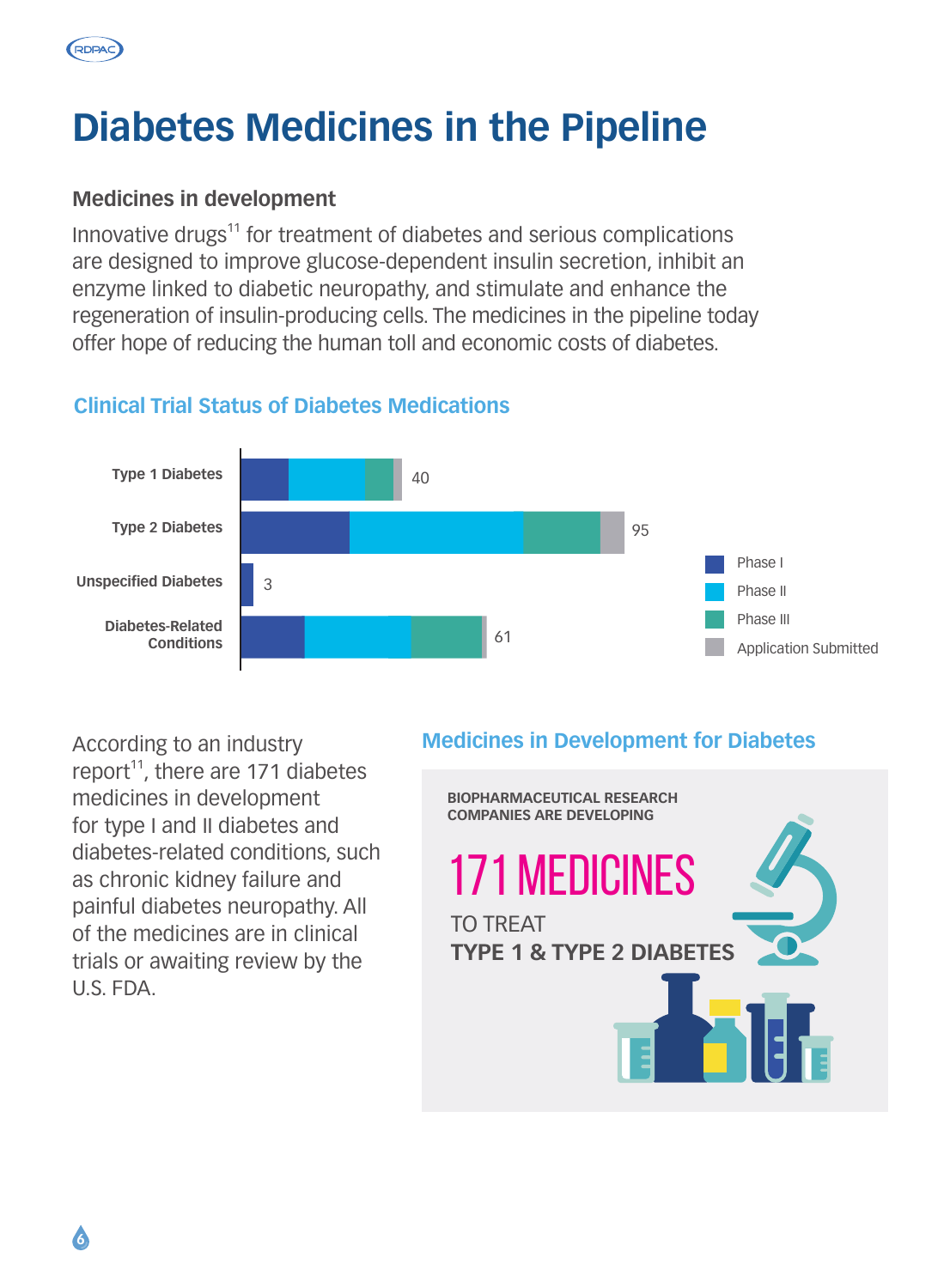# Diabetes Medicines in the Pipeline

### Medicines in development

Innovative drugs[11] for treatment of diabetes and serious complications are designed to improve glucose-dependent insulin secretion, inhibit an enzyme linked to diabetic neuropathy, and stimulate and enhance the regeneration of insulin-producing cells. The medicines in the pipeline today offer hope of reducing the human toll and economic costs of diabetes.

### Clinical Trial Status of Diabetes Medications

| Category | Total |
|---|---|
| Type 1 Diabetes | 40 |
| Type 2 Diabetes | 95 |
| Unspecified Diabetes | 3 |
| Diabetes-Related Conditions | 61 |

Legend: Phase I, Phase II, Phase III, Application Submitted

According to an industry report[11], there are 171 diabetes medicines in development for type I and II diabetes and diabetes-related conditions, such as chronic kidney failure and painful diabetes neuropathy. All of the medicines are in clinical trials or awaiting review by the U.S. FDA.

### Medicines in Development for Diabetes

BIOPHARMACEUTICAL RESEARCH COMPANIES ARE DEVELOPING

171 MEDICINES

TO TREAT

**TYPE 1 & TYPE 2 DIABETES**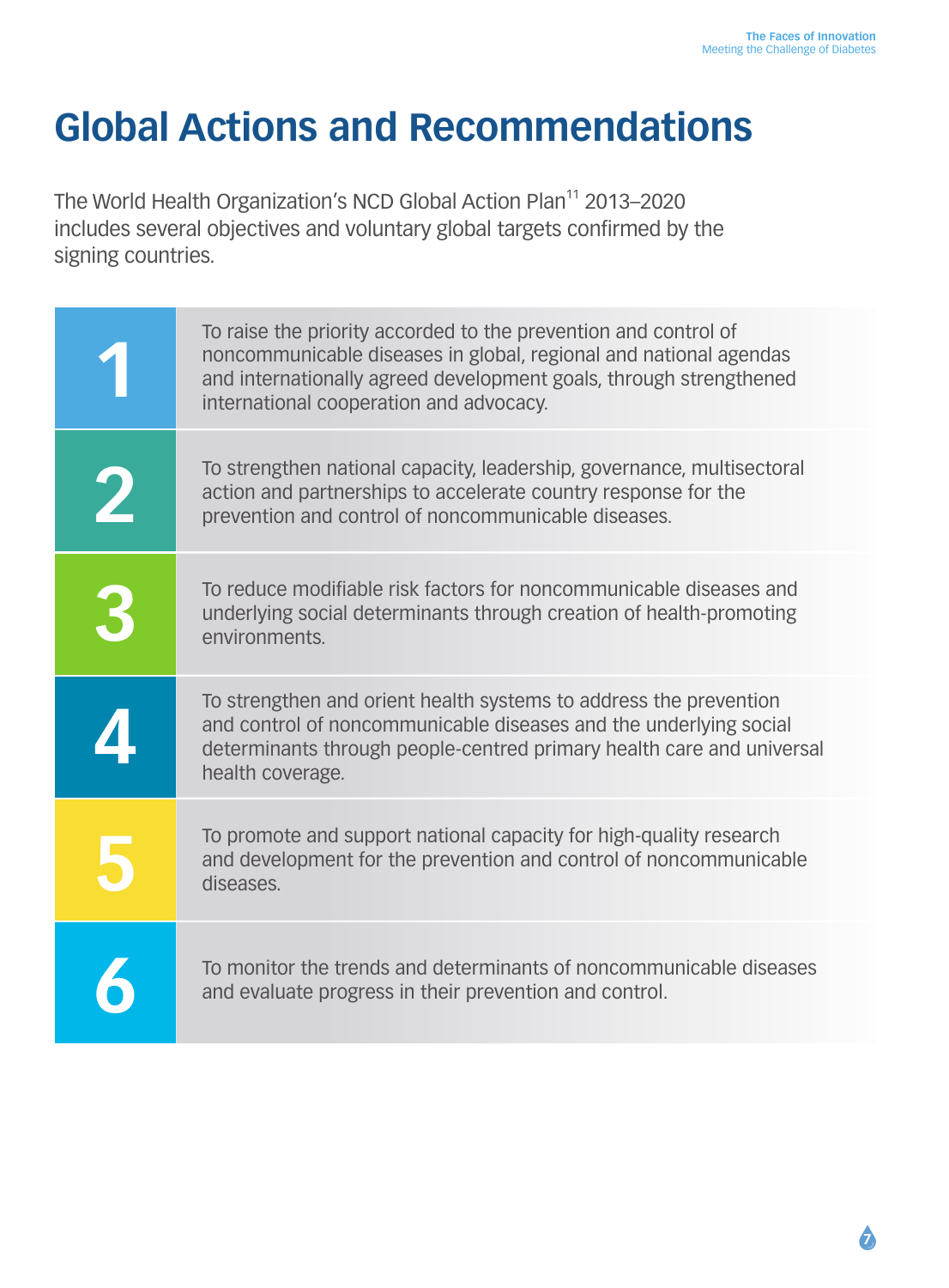# Global Actions and Recommendations

The World Health Organization's NCD Global Action Plan[11] 2013–2020 includes several objectives and voluntary global targets confirmed by the signing countries.

1. To raise the priority accorded to the prevention and control of noncommunicable diseases in global, regional and national agendas and internationally agreed development goals, through strengthened international cooperation and advocacy.

2. To strengthen national capacity, leadership, governance, multisectoral action and partnerships to accelerate country response for the prevention and control of noncommunicable diseases.

3. To reduce modifiable risk factors for noncommunicable diseases and underlying social determinants through creation of health-promoting environments.

4. To strengthen and orient health systems to address the prevention and control of noncommunicable diseases and the underlying social determinants through people-centred primary health care and universal health coverage.

5. To promote and support national capacity for high-quality research and development for the prevention and control of noncommunicable diseases.

6. To monitor the trends and determinants of noncommunicable diseases and evaluate progress in their prevention and control.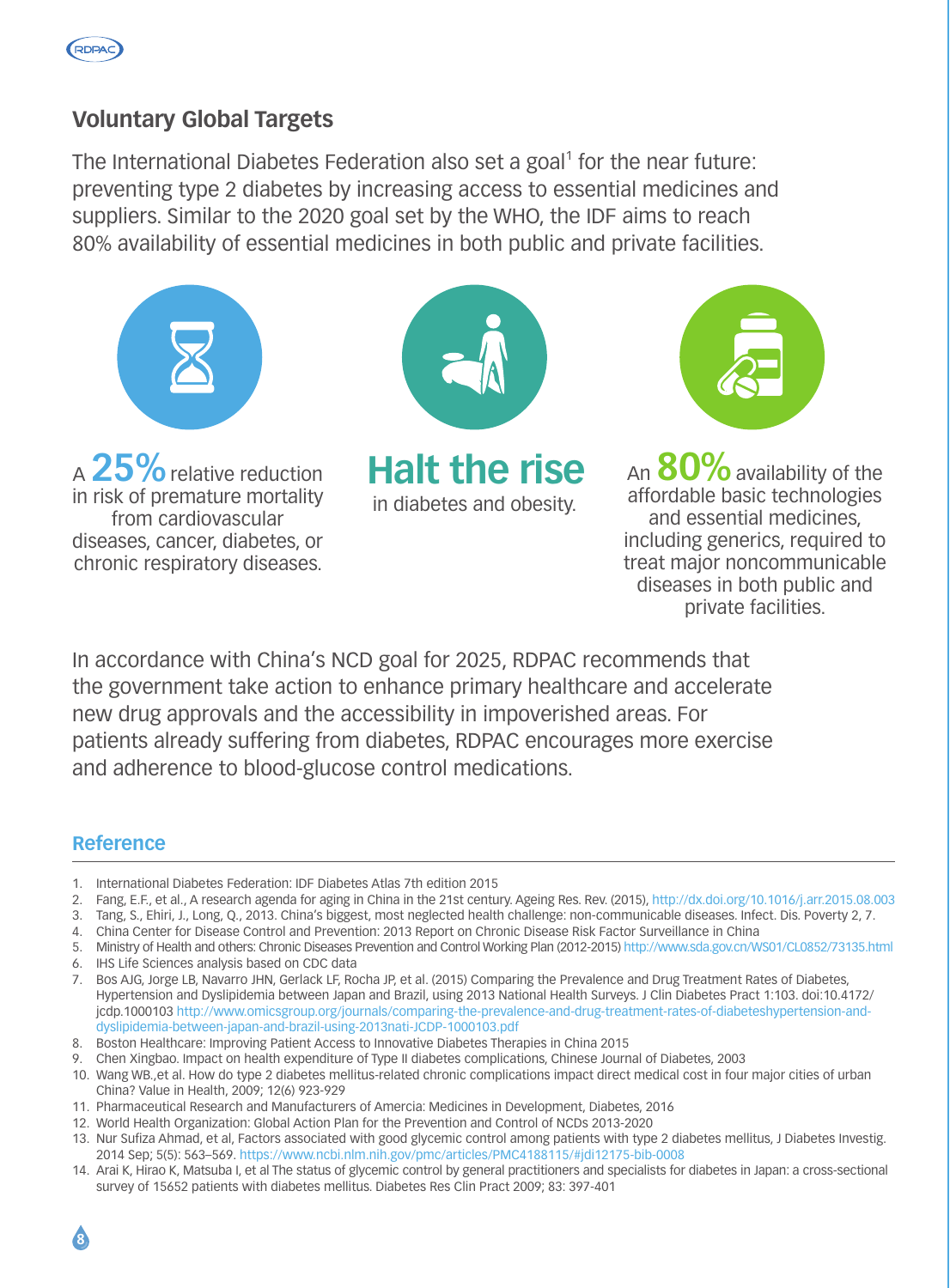## Voluntary Global Targets

The International Diabetes Federation also set a goal[1] for the near future: preventing type 2 diabetes by increasing access to essential medicines and suppliers. Similar to the 2020 goal set by the WHO, the IDF aims to reach 80% availability of essential medicines in both public and private facilities.

A **25%** relative reduction in risk of premature mortality from cardiovascular diseases, cancer, diabetes, or chronic respiratory diseases.

**Halt the rise** in diabetes and obesity.

An **80%** availability of the affordable basic technologies and essential medicines, including generics, required to treat major noncommunicable diseases in both public and private facilities.

In accordance with China's NCD goal for 2025, RDPAC recommends that the government take action to enhance primary healthcare and accelerate new drug approvals and the accessibility in impoverished areas. For patients already suffering from diabetes, RDPAC encourages more exercise and adherence to blood-glucose control medications.

## Reference

1. International Diabetes Federation: IDF Diabetes Atlas 7th edition 2015
2. Fang, E.F., et al., A research agenda for aging in China in the 21st century. Ageing Res. Rev. (2015), http://dx.doi.org/10.1016/j.arr.2015.08.003
3. Tang, S., Ehiri, J., Long, Q., 2013. China's biggest, most neglected health challenge: non-communicable diseases. Infect. Dis. Poverty 2, 7.
4. China Center for Disease Control and Prevention: 2013 Report on Chronic Disease Risk Factor Surveillance in China
5. Ministry of Health and others: Chronic Diseases Prevention and Control Working Plan (2012-2015) http://www.sda.gov.cn/WS01/CL0852/73135.html
6. IHS Life Sciences analysis based on CDC data
7. Bos AJG, Jorge LB, Navarro JHN, Gerlack LF, Rocha JP, et al. (2015) Comparing the Prevalence and Drug Treatment Rates of Diabetes, Hypertension and Dyslipidemia between Japan and Brazil, using 2013 National Health Surveys. J Clin Diabetes Pract 1:103. doi:10.4172/jcdp.1000103 http://www.omicsgroup.org/journals/comparing-the-prevalence-and-drug-treatment-rates-of-diabeteshypertension-and-dyslipidemia-between-japan-and-brazil-using-2013nati-JCDP-1000103.pdf
8. Boston Healthcare: Improving Patient Access to Innovative Diabetes Therapies in China 2015
9. Chen Xingbao. Impact on health expenditure of Type II diabetes complications, Chinese Journal of Diabetes, 2003
10. Wang WB.,et al. How do type 2 diabetes mellitus-related chronic complications impact direct medical cost in four major cities of urban China? Value in Health, 2009; 12(6) 923-929
11. Pharmaceutical Research and Manufacturers of Amercia: Medicines in Development, Diabetes, 2016
12. World Health Organization: Global Action Plan for the Prevention and Control of NCDs 2013-2020
13. Nur Sufiza Ahmad, et al, Factors associated with good glycemic control among patients with type 2 diabetes mellitus, J Diabetes Investig. 2014 Sep; 5(5): 563–569. https://www.ncbi.nlm.nih.gov/pmc/articles/PMC4188115/#jdi12175-bib-0008
14. Arai K, Hirao K, Matsuba I, et al The status of glycemic control by general practitioners and specialists for diabetes in Japan: a cross-sectional survey of 15652 patients with diabetes mellitus. Diabetes Res Clin Pract 2009; 83: 397-401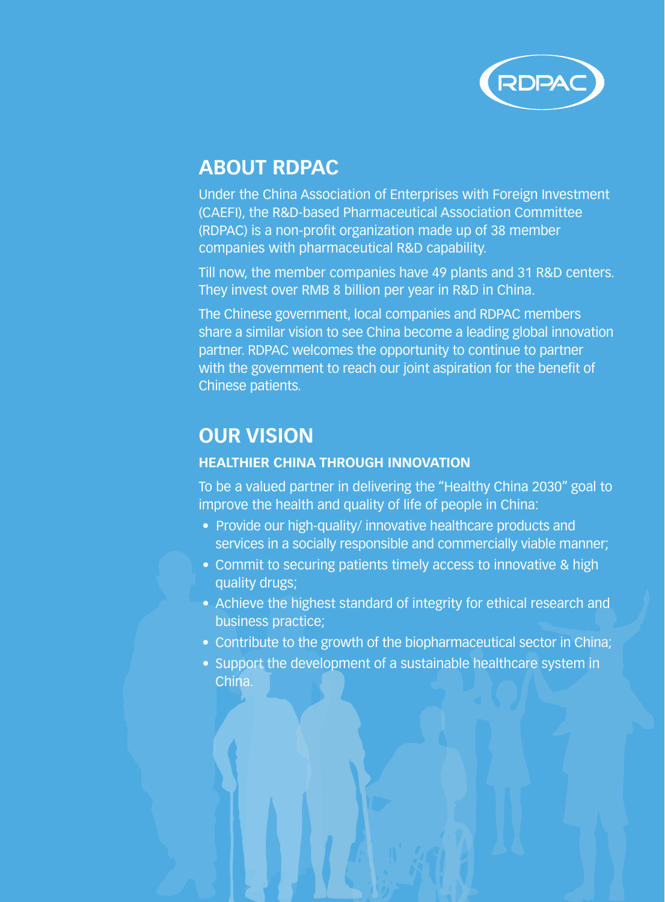RDPAC

## ABOUT RDPAC

Under the China Association of Enterprises with Foreign Investment (CAEFI), the R&D-based Pharmaceutical Association Committee (RDPAC) is a non-profit organization made up of 38 member companies with pharmaceutical R&D capability.

Till now, the member companies have 49 plants and 31 R&D centers. They invest over RMB 8 billion per year in R&D in China.

The Chinese government, local companies and RDPAC members share a similar vision to see China become a leading global innovation partner. RDPAC welcomes the opportunity to continue to partner with the government to reach our joint aspiration for the benefit of Chinese patients.

## OUR VISION

### HEALTHIER CHINA THROUGH INNOVATION

To be a valued partner in delivering the "Healthy China 2030" goal to improve the health and quality of life of people in China:

- Provide our high-quality/ innovative healthcare products and services in a socially responsible and commercially viable manner;
- Commit to securing patients timely access to innovative & high quality drugs;
- Achieve the highest standard of integrity for ethical research and business practice;
- Contribute to the growth of the biopharmaceutical sector in China;
- Support the development of a sustainable healthcare system in China.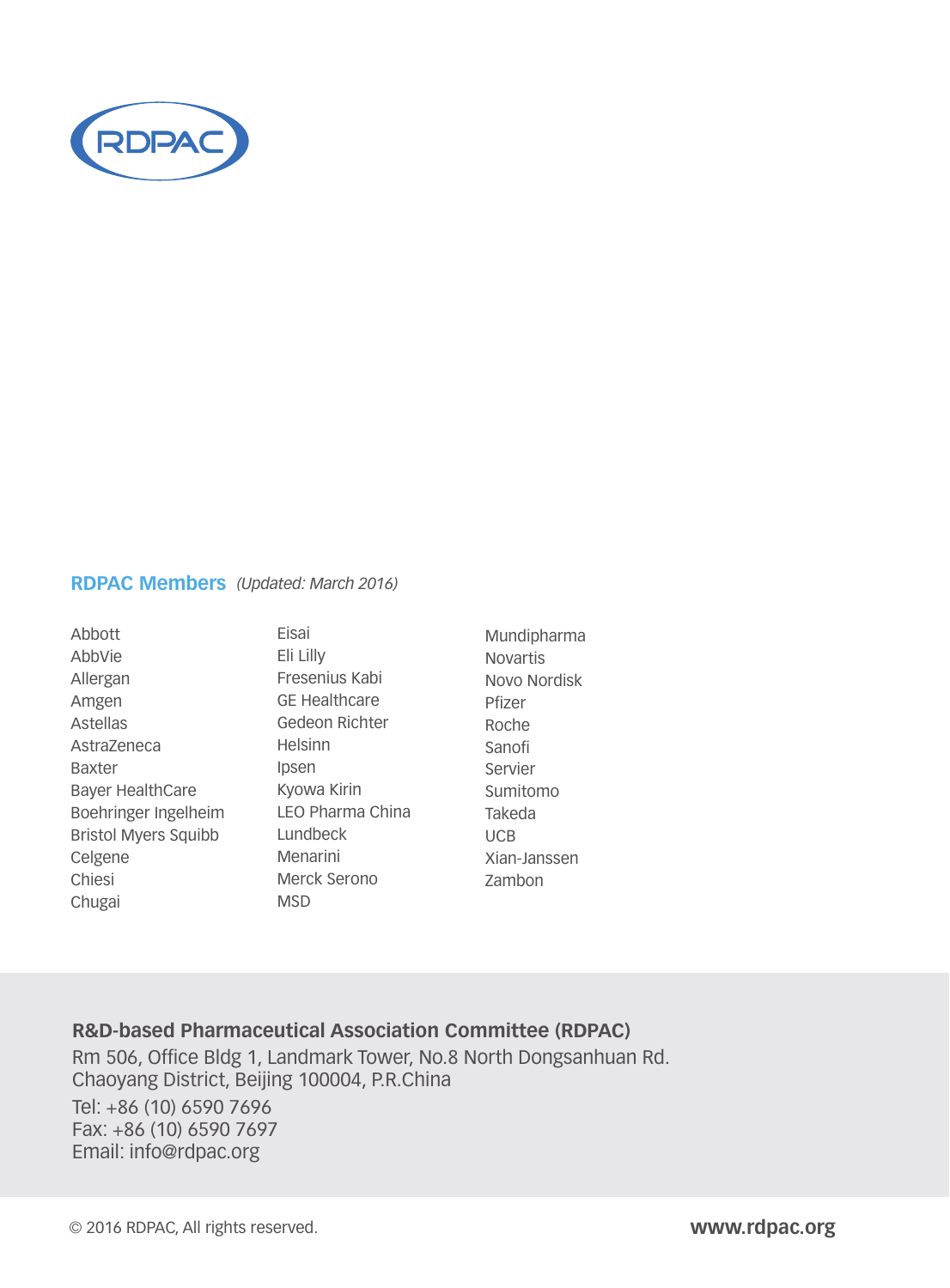RDPAC

## RDPAC Members *(Updated: March 2016)*

- Abbott
- AbbVie
- Allergan
- Amgen
- Astellas
- AstraZeneca
- Baxter
- Bayer HealthCare
- Boehringer Ingelheim
- Bristol Myers Squibb
- Celgene
- Chiesi
- Chugai
- Eisai
- Eli Lilly
- Fresenius Kabi
- GE Healthcare
- Gedeon Richter
- Helsinn
- Ipsen
- Kyowa Kirin
- LEO Pharma China
- Lundbeck
- Menarini
- Merck Serono
- MSD
- Mundipharma
- Novartis
- Novo Nordisk
- Pfizer
- Roche
- Sanofi
- Servier
- Sumitomo
- Takeda
- UCB
- Xian-Janssen
- Zambon

**R&D-based Pharmaceutical Association Committee (RDPAC)**
Rm 506, Office Bldg 1, Landmark Tower, No.8 North Dongsanhuan Rd.
Chaoyang District, Beijing 100004, P.R.China
Tel: +86 (10) 6590 7696
Fax: +86 (10) 6590 7697
Email: info@rdpac.org

© 2016 RDPAC, All rights reserved.

**www.rdpac.org**